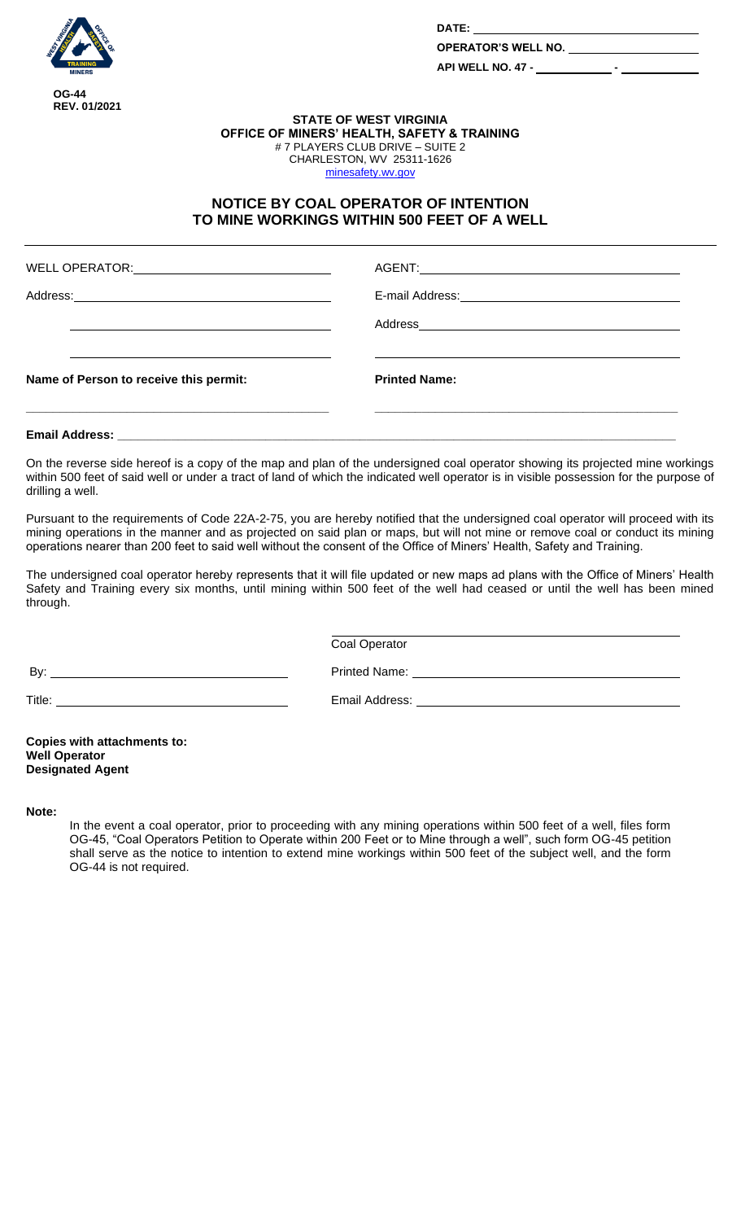OG-44
REV. 01/2021

DATE: ____________________

OPERATOR'S WELL NO. ____________________

API WELL NO. 47 - __________ - __________

**STATE OF WEST VIRGINIA**
**OFFICE OF MINERS' HEALTH, SAFETY & TRAINING**
# 7 PLAYERS CLUB DRIVE – SUITE 2
CHARLESTON, WV 25311-1626
minesafety.wv.gov

## NOTICE BY COAL OPERATOR OF INTENTION TO MINE WORKINGS WITHIN 500 FEET OF A WELL

WELL OPERATOR: ____________________

Address: ____________________

____________________

____________________

AGENT: ____________________

E-mail Address: ____________________

Address ____________________

____________________

**Name of Person to receive this permit:** ____________________

**Printed Name:** ____________________

**Email Address:** ____________________

On the reverse side hereof is a copy of the map and plan of the undersigned coal operator showing its projected mine workings within 500 feet of said well or under a tract of land of which the indicated well operator is in visible possession for the purpose of drilling a well.

Pursuant to the requirements of Code 22A-2-75, you are hereby notified that the undersigned coal operator will proceed with its mining operations in the manner and as projected on said plan or maps, but will not mine or remove coal or conduct its mining operations nearer than 200 feet to said well without the consent of the Office of Miners' Health, Safety and Training.

The undersigned coal operator hereby represents that it will file updated or new maps ad plans with the Office of Miners' Health Safety and Training every six months, until mining within 500 feet of the well had ceased or until the well has been mined through.

____________________
Coal Operator

By: ____________________

Printed Name: ____________________

Title: ____________________

Email Address: ____________________

**Copies with attachments to:**
**Well Operator**
**Designated Agent**

**Note:**

In the event a coal operator, prior to proceeding with any mining operations within 500 feet of a well, files form OG-45, "Coal Operators Petition to Operate within 200 Feet or to Mine through a well", such form OG-45 petition shall serve as the notice to intention to extend mine workings within 500 feet of the subject well, and the form OG-44 is not required.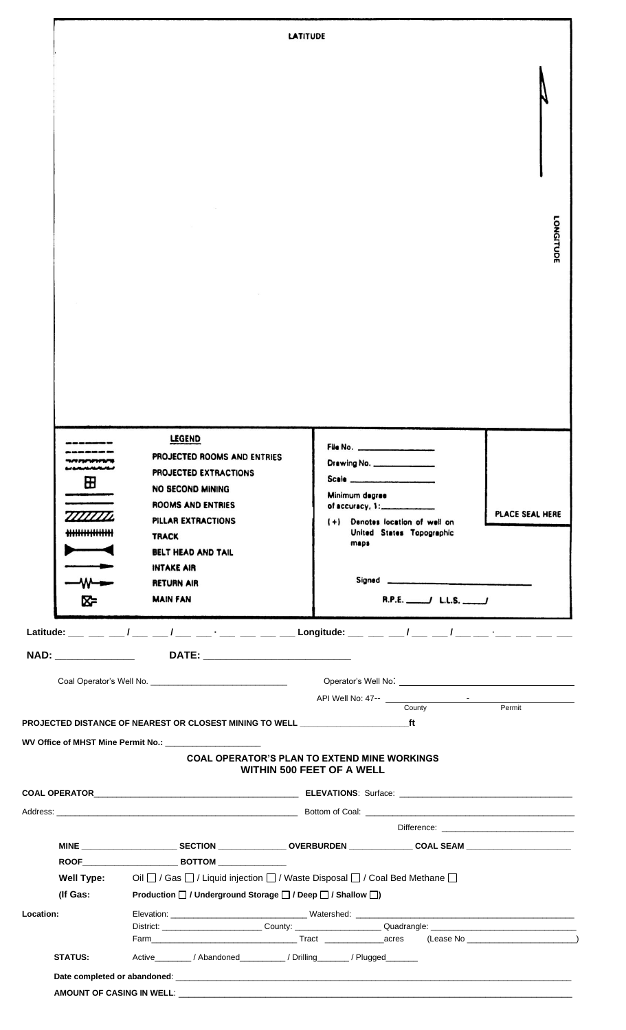LATITUDE

LONGITUDE

| LEGEND | | File No. ________________ | PLACE SEAL HERE |
|---|---|---|---|
| | PROJECTED ROOMS AND ENTRIES | Drawing No. ______________ | |
| | PROJECTED EXTRACTIONS | Scale ________________ | |
| | NO SECOND MINING | Minimum degree of accuracy, 1:____________ | |
| | ROOMS AND ENTRIES | (+) Denotes location of well on United States Topographic maps | |
| | PILLAR EXTRACTIONS | | |
| | TRACK | | |
| | BELT HEAD AND TAIL | | |
| | INTAKE AIR | Signed ______________________________ | |
| | RETURN AIR | | |
| | MAIN FAN | R.P.E. _____/ L.L.S. _____/ | |

**Latitude:** ___ ___ ___ / ___ ___ / ___ ___ . ___ ___ ___ ___ **Longitude:** ___ ___ ___ / ___ ___ / ___ ___ . ___ ___ ___ ___

**NAD:** ______________ **DATE:** __________________________

Coal Operator's Well No. ____________________________ Operator's Well No: ____________________________

API Well No: 47-- ________ - ________
County Permit

**PROJECTED DISTANCE OF NEAREST OR CLOSEST MINING TO WELL** ______________________**ft**

**WV Office of MHST Mine Permit No.:** ____________________

**COAL OPERATOR'S PLAN TO EXTEND MINE WORKINGS WITHIN 500 FEET OF A WELL**

**COAL OPERATOR**__________________________________________ **ELEVATIONS**: Surface: ____________________________

Address: ______________________________________________ Bottom of Coal: ____________________________

Difference: ____________________________

**MINE** ____________________ **SECTION** ______________ **OVERBURDEN** _____________ **COAL SEAM** ____________________

**ROOF**____________________ **BOTTOM** ______________

**Well Type:** Oil ☐ / Gas ☐ / Liquid injection ☐ / Waste Disposal ☐ / Coal Bed Methane ☐

**(If Gas:** **Production ☐ / Underground Storage ☐ / Deep ☐ / Shallow ☐)**

**Location:** Elevation: ____________________________ Watershed: ____________________________

District: ____________________ County: __________________ Quadrangle: ____________________________

Farm______________________________ Tract ____________acres (Lease No ______________________)

**STATUS:** Active________ / Abandoned__________ / Drilling_______ / Plugged_______

**Date completed or abandoned**: ________________________________________________________________

**AMOUNT OF CASING IN WELL**: ________________________________________________________________